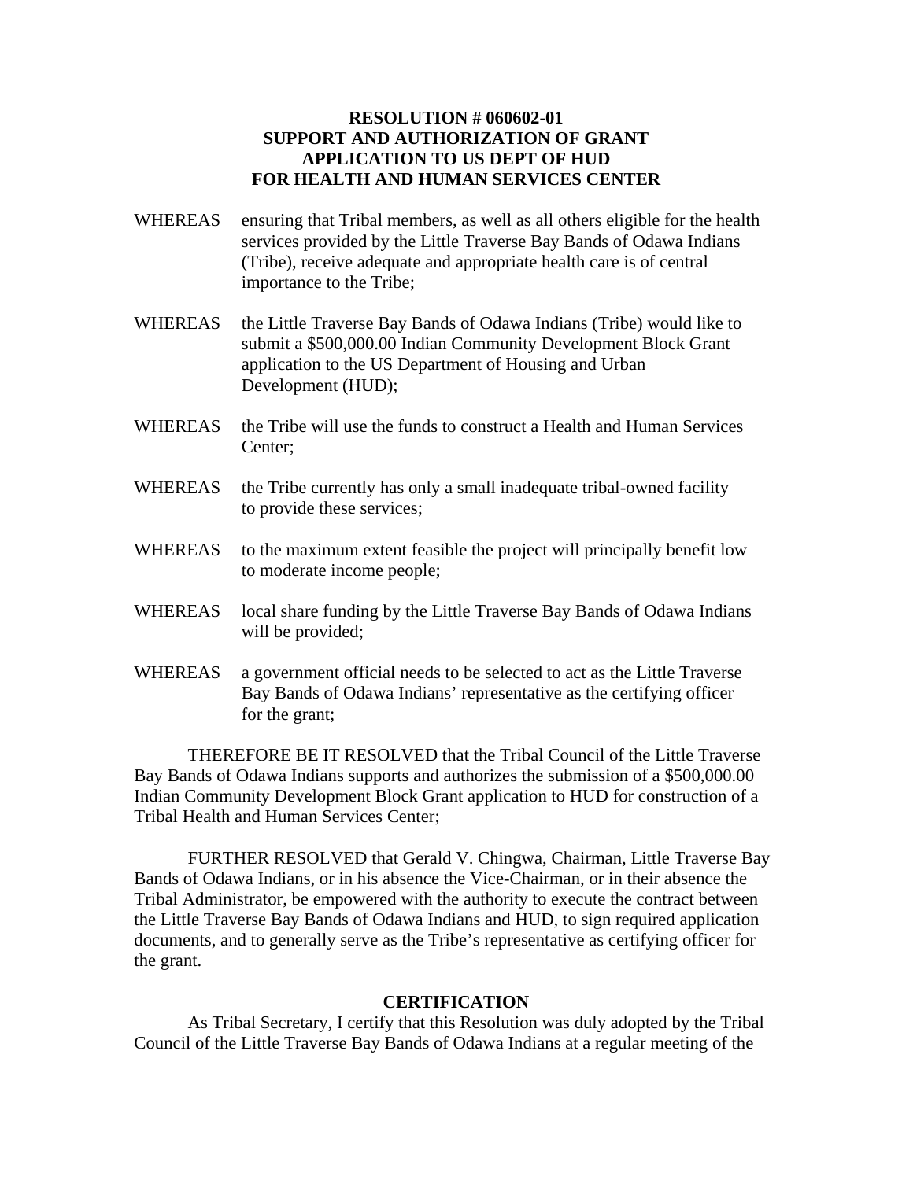**RESOLUTION # 060602-01**
**SUPPORT AND AUTHORIZATION OF GRANT**
**APPLICATION TO US DEPT OF HUD**
**FOR HEALTH AND HUMAN SERVICES CENTER**

WHEREAS ensuring that Tribal members, as well as all others eligible for the health services provided by the Little Traverse Bay Bands of Odawa Indians (Tribe), receive adequate and appropriate health care is of central importance to the Tribe;

WHEREAS the Little Traverse Bay Bands of Odawa Indians (Tribe) would like to submit a $500,000.00 Indian Community Development Block Grant application to the US Department of Housing and Urban Development (HUD);

WHEREAS the Tribe will use the funds to construct a Health and Human Services Center;

WHEREAS the Tribe currently has only a small inadequate tribal-owned facility to provide these services;

WHEREAS to the maximum extent feasible the project will principally benefit low to moderate income people;

WHEREAS local share funding by the Little Traverse Bay Bands of Odawa Indians will be provided;

WHEREAS a government official needs to be selected to act as the Little Traverse Bay Bands of Odawa Indians' representative as the certifying officer for the grant;

THEREFORE BE IT RESOLVED that the Tribal Council of the Little Traverse Bay Bands of Odawa Indians supports and authorizes the submission of a $500,000.00 Indian Community Development Block Grant application to HUD for construction of a Tribal Health and Human Services Center;

FURTHER RESOLVED that Gerald V. Chingwa, Chairman, Little Traverse Bay Bands of Odawa Indians, or in his absence the Vice-Chairman, or in their absence the Tribal Administrator, be empowered with the authority to execute the contract between the Little Traverse Bay Bands of Odawa Indians and HUD, to sign required application documents, and to generally serve as the Tribe's representative as certifying officer for the grant.

**CERTIFICATION**

As Tribal Secretary, I certify that this Resolution was duly adopted by the Tribal Council of the Little Traverse Bay Bands of Odawa Indians at a regular meeting of the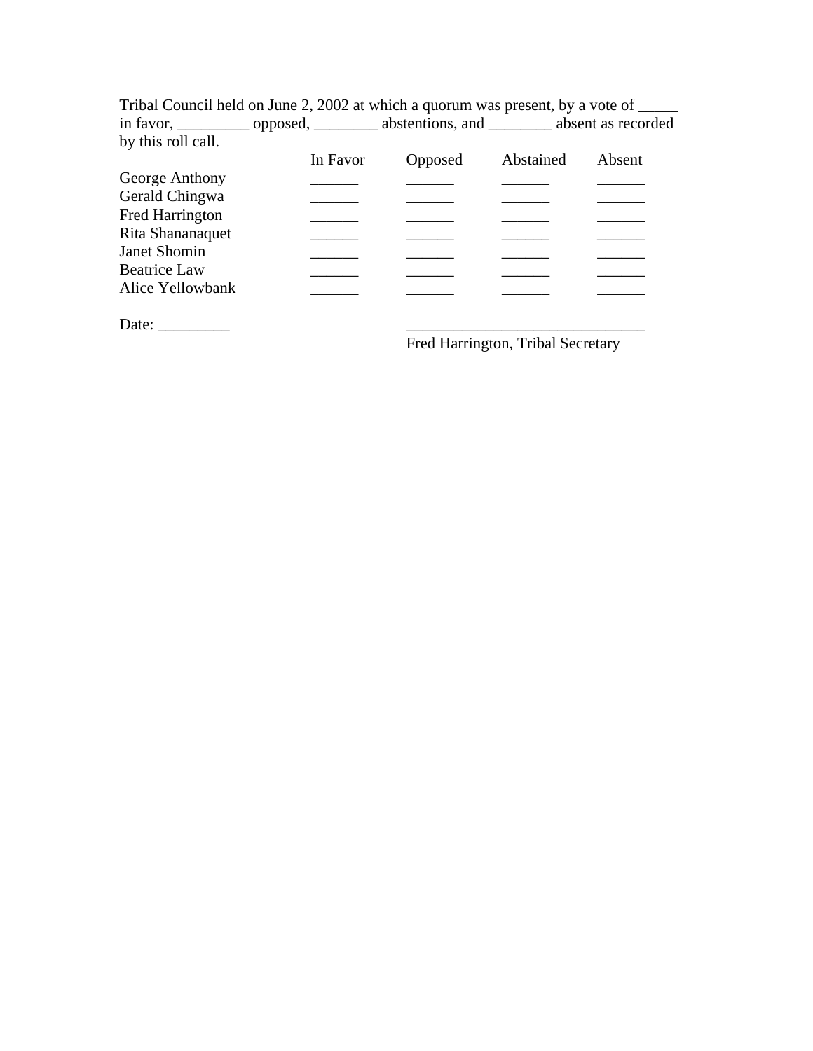Tribal Council held on June 2, 2002 at which a quorum was present, by a vote of _____ in favor, _________ opposed, ________ abstentions, and ________ absent as recorded by this roll call.

| | In Favor | Opposed | Abstained | Absent |
|---|---|---|---|---|
| George Anthony | ______ | ______ | ______ | ______ |
| Gerald Chingwa | ______ | ______ | ______ | ______ |
| Fred Harrington | ______ | ______ | ______ | ______ |
| Rita Shananaquet | ______ | ______ | ______ | ______ |
| Janet Shomin | ______ | ______ | ______ | ______ |
| Beatrice Law | ______ | ______ | ______ | ______ |
| Alice Yellowbank | ______ | ______ | ______ | ______ |

Date: _________

______________________________
Fred Harrington, Tribal Secretary